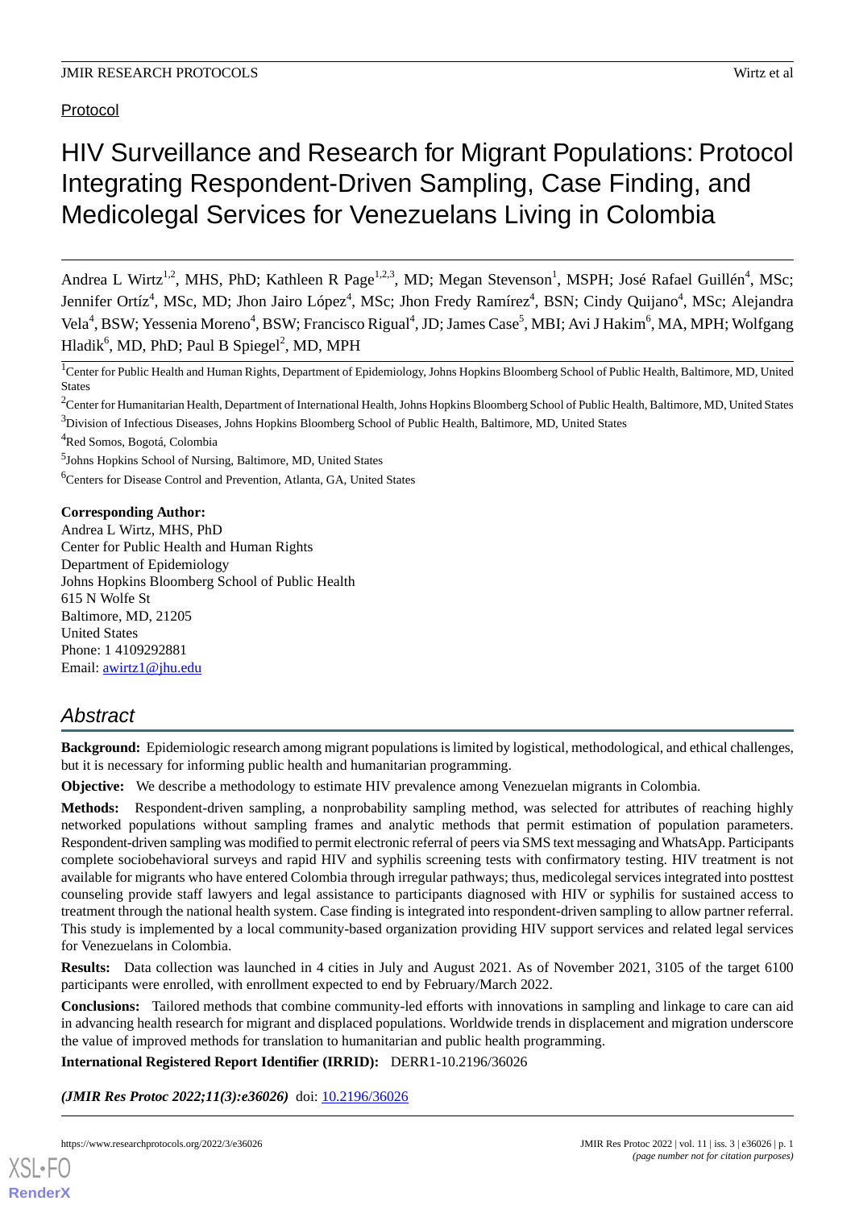Protocol

# HIV Surveillance and Research for Migrant Populations: Protocol Integrating Respondent-Driven Sampling, Case Finding, and Medicolegal Services for Venezuelans Living in Colombia

Andrea L Wirtz[1,2], MHS, PhD; Kathleen R Page[1,2,3], MD; Megan Stevenson[1], MSPH; José Rafael Guillén[4], MSc; Jennifer Ortíz[4], MSc, MD; Jhon Jairo López[4], MSc; Jhon Fredy Ramírez[4], BSN; Cindy Quijano[4], MSc; Alejandra Vela[4], BSW; Yessenia Moreno[4], BSW; Francisco Rigual[4], JD; James Case[5], MBI; Avi J Hakim[6], MA, MPH; Wolfgang Hladik[6], MD, PhD; Paul B Spiegel[2], MD, MPH

[1]Center for Public Health and Human Rights, Department of Epidemiology, Johns Hopkins Bloomberg School of Public Health, Baltimore, MD, United States

[2]Center for Humanitarian Health, Department of International Health, Johns Hopkins Bloomberg School of Public Health, Baltimore, MD, United States

[3]Division of Infectious Diseases, Johns Hopkins Bloomberg School of Public Health, Baltimore, MD, United States

[4]Red Somos, Bogotá, Colombia

[5]Johns Hopkins School of Nursing, Baltimore, MD, United States

[6]Centers for Disease Control and Prevention, Atlanta, GA, United States

**Corresponding Author:**
Andrea L Wirtz, MHS, PhD
Center for Public Health and Human Rights
Department of Epidemiology
Johns Hopkins Bloomberg School of Public Health
615 N Wolfe St
Baltimore, MD, 21205
United States
Phone: 1 4109292881
Email: awirtz1@jhu.edu

## Abstract

**Background:** Epidemiologic research among migrant populations is limited by logistical, methodological, and ethical challenges, but it is necessary for informing public health and humanitarian programming.

**Objective:** We describe a methodology to estimate HIV prevalence among Venezuelan migrants in Colombia.

**Methods:** Respondent-driven sampling, a nonprobability sampling method, was selected for attributes of reaching highly networked populations without sampling frames and analytic methods that permit estimation of population parameters. Respondent-driven sampling was modified to permit electronic referral of peers via SMS text messaging and WhatsApp. Participants complete sociobehavioral surveys and rapid HIV and syphilis screening tests with confirmatory testing. HIV treatment is not available for migrants who have entered Colombia through irregular pathways; thus, medicolegal services integrated into posttest counseling provide staff lawyers and legal assistance to participants diagnosed with HIV or syphilis for sustained access to treatment through the national health system. Case finding is integrated into respondent-driven sampling to allow partner referral. This study is implemented by a local community-based organization providing HIV support services and related legal services for Venezuelans in Colombia.

**Results:** Data collection was launched in 4 cities in July and August 2021. As of November 2021, 3105 of the target 6100 participants were enrolled, with enrollment expected to end by February/March 2022.

**Conclusions:** Tailored methods that combine community-led efforts with innovations in sampling and linkage to care can aid in advancing health research for migrant and displaced populations. Worldwide trends in displacement and migration underscore the value of improved methods for translation to humanitarian and public health programming.

**International Registered Report Identifier (IRRID):** DERR1-10.2196/36026

***(JMIR Res Protoc 2022;11(3):e36026)*** doi: 10.2196/36026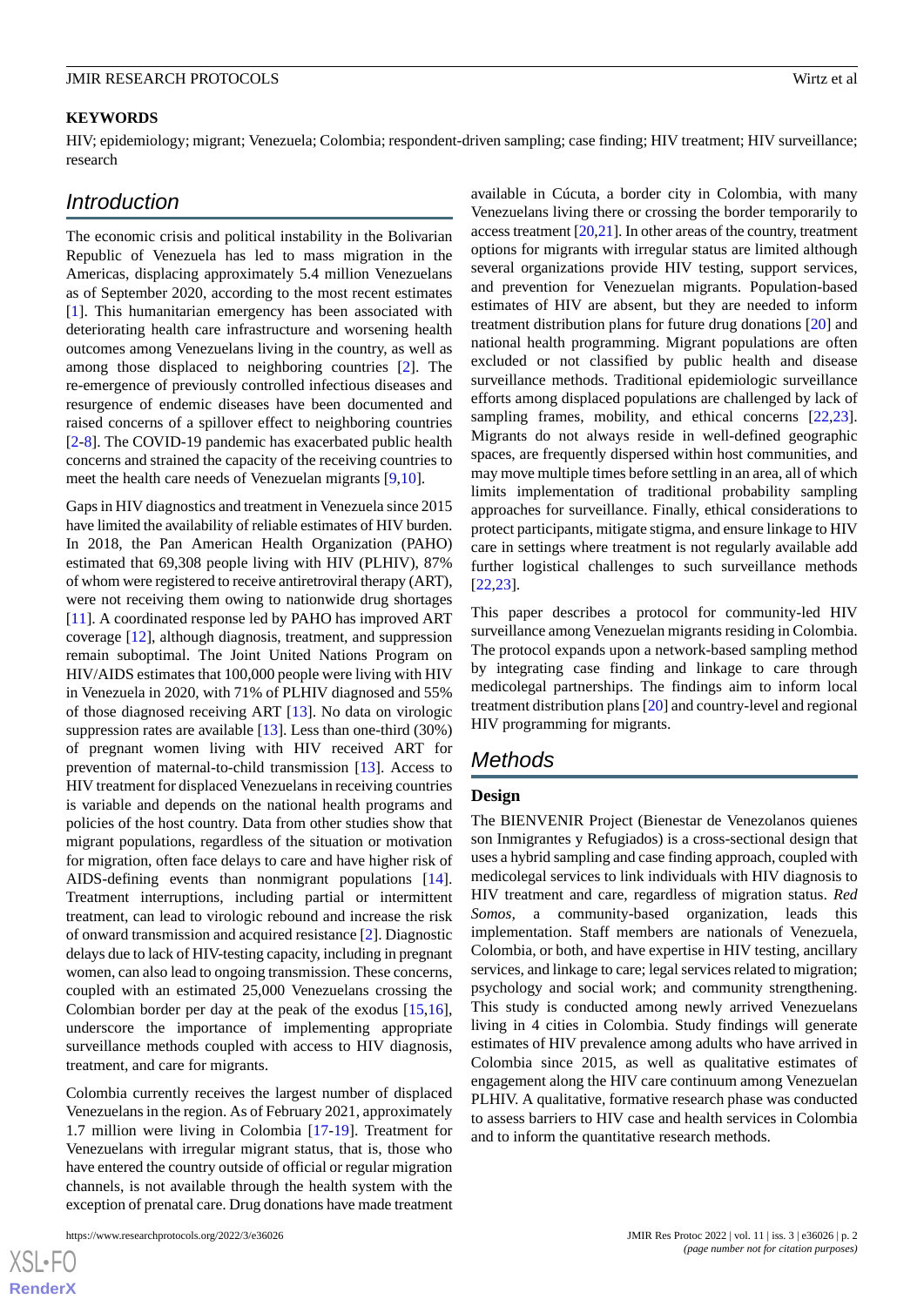**KEYWORDS**

HIV; epidemiology; migrant; Venezuela; Colombia; respondent-driven sampling; case finding; HIV treatment; HIV surveillance; research

## Introduction

The economic crisis and political instability in the Bolivarian Republic of Venezuela has led to mass migration in the Americas, displacing approximately 5.4 million Venezuelans as of September 2020, according to the most recent estimates [1]. This humanitarian emergency has been associated with deteriorating health care infrastructure and worsening health outcomes among Venezuelans living in the country, as well as among those displaced to neighboring countries [2]. The re-emergence of previously controlled infectious diseases and resurgence of endemic diseases have been documented and raised concerns of a spillover effect to neighboring countries [2-8]. The COVID-19 pandemic has exacerbated public health concerns and strained the capacity of the receiving countries to meet the health care needs of Venezuelan migrants [9,10].

Gaps in HIV diagnostics and treatment in Venezuela since 2015 have limited the availability of reliable estimates of HIV burden. In 2018, the Pan American Health Organization (PAHO) estimated that 69,308 people living with HIV (PLHIV), 87% of whom were registered to receive antiretroviral therapy (ART), were not receiving them owing to nationwide drug shortages [11]. A coordinated response led by PAHO has improved ART coverage [12], although diagnosis, treatment, and suppression remain suboptimal. The Joint United Nations Program on HIV/AIDS estimates that 100,000 people were living with HIV in Venezuela in 2020, with 71% of PLHIV diagnosed and 55% of those diagnosed receiving ART [13]. No data on virologic suppression rates are available [13]. Less than one-third (30%) of pregnant women living with HIV received ART for prevention of maternal-to-child transmission [13]. Access to HIV treatment for displaced Venezuelans in receiving countries is variable and depends on the national health programs and policies of the host country. Data from other studies show that migrant populations, regardless of the situation or motivation for migration, often face delays to care and have higher risk of AIDS-defining events than nonmigrant populations [14]. Treatment interruptions, including partial or intermittent treatment, can lead to virologic rebound and increase the risk of onward transmission and acquired resistance [2]. Diagnostic delays due to lack of HIV-testing capacity, including in pregnant women, can also lead to ongoing transmission. These concerns, coupled with an estimated 25,000 Venezuelans crossing the Colombian border per day at the peak of the exodus [15,16], underscore the importance of implementing appropriate surveillance methods coupled with access to HIV diagnosis, treatment, and care for migrants.

Colombia currently receives the largest number of displaced Venezuelans in the region. As of February 2021, approximately 1.7 million were living in Colombia [17-19]. Treatment for Venezuelans with irregular migrant status, that is, those who have entered the country outside of official or regular migration channels, is not available through the health system with the exception of prenatal care. Drug donations have made treatment available in Cúcuta, a border city in Colombia, with many Venezuelans living there or crossing the border temporarily to access treatment [20,21]. In other areas of the country, treatment options for migrants with irregular status are limited although several organizations provide HIV testing, support services, and prevention for Venezuelan migrants. Population-based estimates of HIV are absent, but they are needed to inform treatment distribution plans for future drug donations [20] and national health programming. Migrant populations are often excluded or not classified by public health and disease surveillance methods. Traditional epidemiologic surveillance efforts among displaced populations are challenged by lack of sampling frames, mobility, and ethical concerns [22,23]. Migrants do not always reside in well-defined geographic spaces, are frequently dispersed within host communities, and may move multiple times before settling in an area, all of which limits implementation of traditional probability sampling approaches for surveillance. Finally, ethical considerations to protect participants, mitigate stigma, and ensure linkage to HIV care in settings where treatment is not regularly available add further logistical challenges to such surveillance methods [22,23].

This paper describes a protocol for community-led HIV surveillance among Venezuelan migrants residing in Colombia. The protocol expands upon a network-based sampling method by integrating case finding and linkage to care through medicolegal partnerships. The findings aim to inform local treatment distribution plans [20] and country-level and regional HIV programming for migrants.

## Methods

### Design

The BIENVENIR Project (Bienestar de Venezolanos quienes son Inmigrantes y Refugiados) is a cross-sectional design that uses a hybrid sampling and case finding approach, coupled with medicolegal services to link individuals with HIV diagnosis to HIV treatment and care, regardless of migration status. *Red Somos,* a community-based organization, leads this implementation. Staff members are nationals of Venezuela, Colombia, or both, and have expertise in HIV testing, ancillary services, and linkage to care; legal services related to migration; psychology and social work; and community strengthening. This study is conducted among newly arrived Venezuelans living in 4 cities in Colombia. Study findings will generate estimates of HIV prevalence among adults who have arrived in Colombia since 2015, as well as qualitative estimates of engagement along the HIV care continuum among Venezuelan PLHIV. A qualitative, formative research phase was conducted to assess barriers to HIV case and health services in Colombia and to inform the quantitative research methods.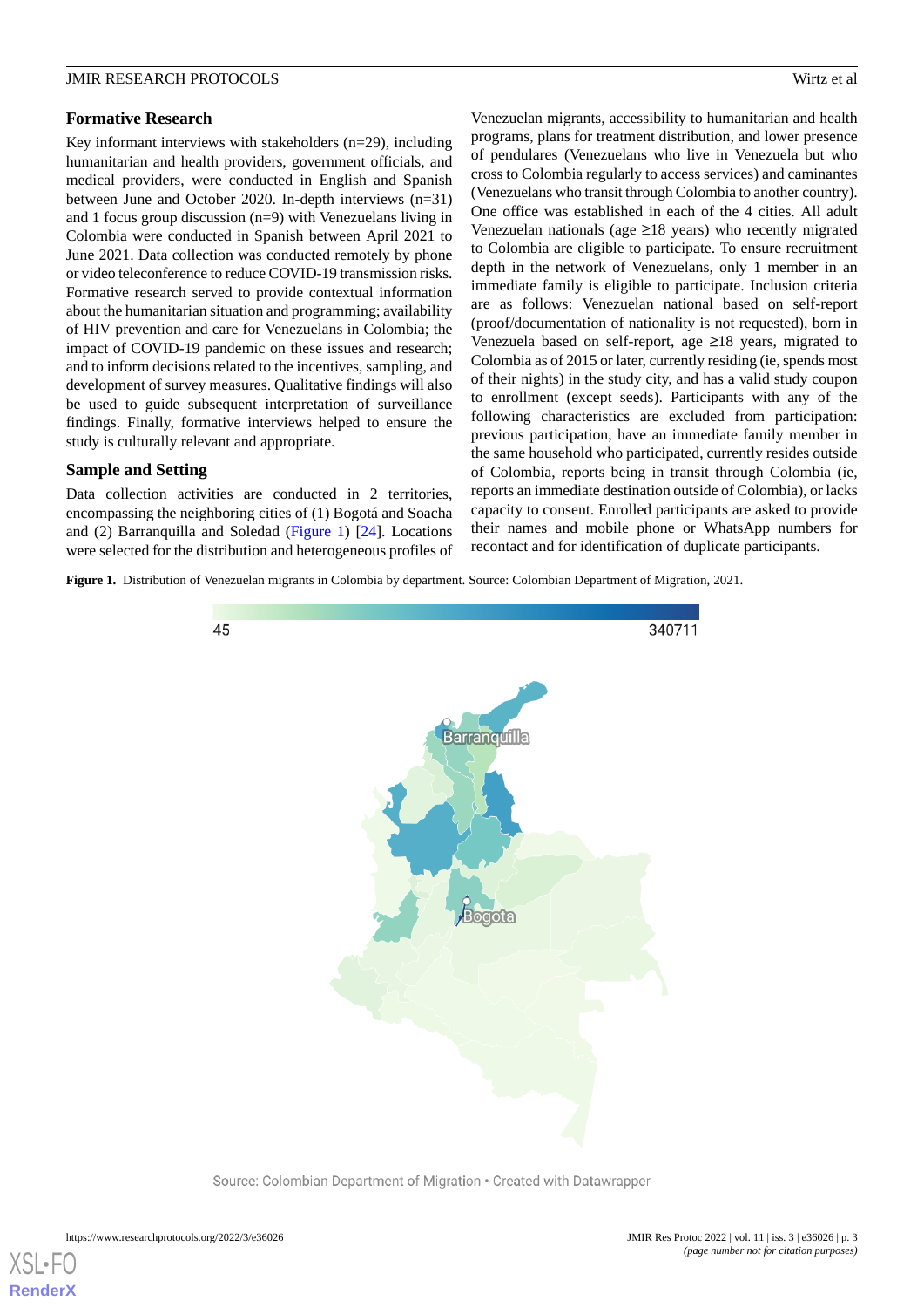### Formative Research

Key informant interviews with stakeholders (n=29), including humanitarian and health providers, government officials, and medical providers, were conducted in English and Spanish between June and October 2020. In-depth interviews (n=31) and 1 focus group discussion (n=9) with Venezuelans living in Colombia were conducted in Spanish between April 2021 to June 2021. Data collection was conducted remotely by phone or video teleconference to reduce COVID-19 transmission risks. Formative research served to provide contextual information about the humanitarian situation and programming; availability of HIV prevention and care for Venezuelans in Colombia; the impact of COVID-19 pandemic on these issues and research; and to inform decisions related to the incentives, sampling, and development of survey measures. Qualitative findings will also be used to guide subsequent interpretation of surveillance findings. Finally, formative interviews helped to ensure the study is culturally relevant and appropriate.

### Sample and Setting

Data collection activities are conducted in 2 territories, encompassing the neighboring cities of (1) Bogotá and Soacha and (2) Barranquilla and Soledad (Figure 1) [24]. Locations were selected for the distribution and heterogeneous profiles of Venezuelan migrants, accessibility to humanitarian and health programs, plans for treatment distribution, and lower presence of pendulares (Venezuelans who live in Venezuela but who cross to Colombia regularly to access services) and caminantes (Venezuelans who transit through Colombia to another country). One office was established in each of the 4 cities. All adult Venezuelan nationals (age ≥18 years) who recently migrated to Colombia are eligible to participate. To ensure recruitment depth in the network of Venezuelans, only 1 member in an immediate family is eligible to participate. Inclusion criteria are as follows: Venezuelan national based on self-report (proof/documentation of nationality is not requested), born in Venezuela based on self-report, age ≥18 years, migrated to Colombia as of 2015 or later, currently residing (ie, spends most of their nights) in the study city, and has a valid study coupon to enrollment (except seeds). Participants with any of the following characteristics are excluded from participation: previous participation, have an immediate family member in the same household who participated, currently resides outside of Colombia, reports being in transit through Colombia (ie, reports an immediate destination outside of Colombia), or lacks capacity to consent. Enrolled participants are asked to provide their names and mobile phone or WhatsApp numbers for recontact and for identification of duplicate participants.

**Figure 1.** Distribution of Venezuelan migrants in Colombia by department. Source: Colombian Department of Migration, 2021.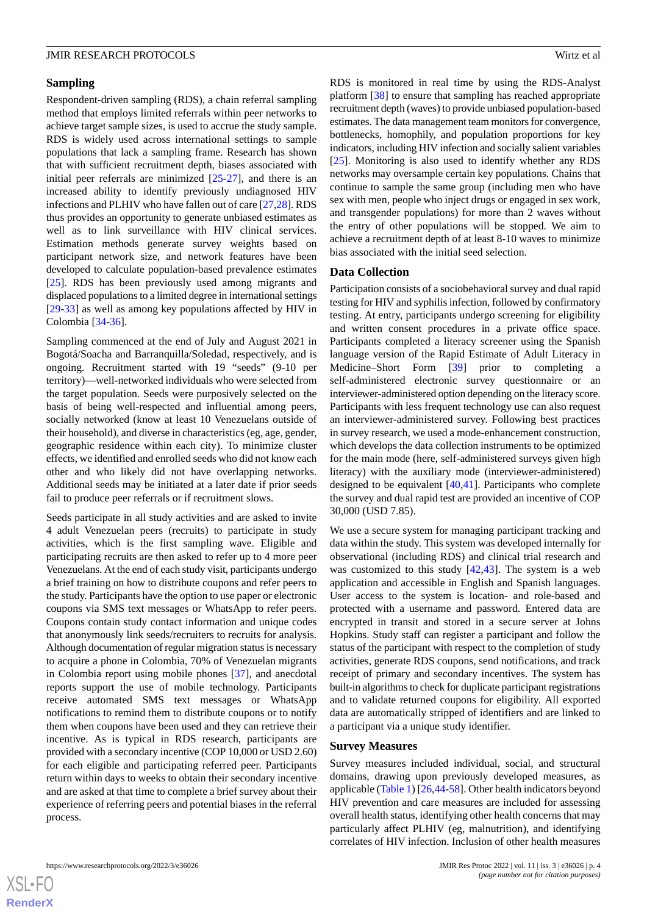### Sampling

Respondent-driven sampling (RDS), a chain referral sampling method that employs limited referrals within peer networks to achieve target sample sizes, is used to accrue the study sample. RDS is widely used across international settings to sample populations that lack a sampling frame. Research has shown that with sufficient recruitment depth, biases associated with initial peer referrals are minimized [25-27], and there is an increased ability to identify previously undiagnosed HIV infections and PLHIV who have fallen out of care [27,28]. RDS thus provides an opportunity to generate unbiased estimates as well as to link surveillance with HIV clinical services. Estimation methods generate survey weights based on participant network size, and network features have been developed to calculate population-based prevalence estimates [25]. RDS has been previously used among migrants and displaced populations to a limited degree in international settings [29-33] as well as among key populations affected by HIV in Colombia [34-36].

Sampling commenced at the end of July and August 2021 in Bogotá/Soacha and Barranquilla/Soledad, respectively, and is ongoing. Recruitment started with 19 "seeds" (9-10 per territory)—well-networked individuals who were selected from the target population. Seeds were purposively selected on the basis of being well-respected and influential among peers, socially networked (know at least 10 Venezuelans outside of their household), and diverse in characteristics (eg, age, gender, geographic residence within each city). To minimize cluster effects, we identified and enrolled seeds who did not know each other and who likely did not have overlapping networks. Additional seeds may be initiated at a later date if prior seeds fail to produce peer referrals or if recruitment slows.

Seeds participate in all study activities and are asked to invite 4 adult Venezuelan peers (recruits) to participate in study activities, which is the first sampling wave. Eligible and participating recruits are then asked to refer up to 4 more peer Venezuelans. At the end of each study visit, participants undergo a brief training on how to distribute coupons and refer peers to the study. Participants have the option to use paper or electronic coupons via SMS text messages or WhatsApp to refer peers. Coupons contain study contact information and unique codes that anonymously link seeds/recruiters to recruits for analysis. Although documentation of regular migration status is necessary to acquire a phone in Colombia, 70% of Venezuelan migrants in Colombia report using mobile phones [37], and anecdotal reports support the use of mobile technology. Participants receive automated SMS text messages or WhatsApp notifications to remind them to distribute coupons or to notify them when coupons have been used and they can retrieve their incentive. As is typical in RDS research, participants are provided with a secondary incentive (COP 10,000 or USD 2.60) for each eligible and participating referred peer. Participants return within days to weeks to obtain their secondary incentive and are asked at that time to complete a brief survey about their experience of referring peers and potential biases in the referral process.

RDS is monitored in real time by using the RDS-Analyst platform [38] to ensure that sampling has reached appropriate recruitment depth (waves) to provide unbiased population-based estimates. The data management team monitors for convergence, bottlenecks, homophily, and population proportions for key indicators, including HIV infection and socially salient variables [25]. Monitoring is also used to identify whether any RDS networks may oversample certain key populations. Chains that continue to sample the same group (including men who have sex with men, people who inject drugs or engaged in sex work, and transgender populations) for more than 2 waves without the entry of other populations will be stopped. We aim to achieve a recruitment depth of at least 8-10 waves to minimize bias associated with the initial seed selection.

### Data Collection

Participation consists of a sociobehavioral survey and dual rapid testing for HIV and syphilis infection, followed by confirmatory testing. At entry, participants undergo screening for eligibility and written consent procedures in a private office space. Participants completed a literacy screener using the Spanish language version of the Rapid Estimate of Adult Literacy in Medicine–Short Form [39] prior to completing a self-administered electronic survey questionnaire or an interviewer-administered option depending on the literacy score. Participants with less frequent technology use can also request an interviewer-administered survey. Following best practices in survey research, we used a mode-enhancement construction, which develops the data collection instruments to be optimized for the main mode (here, self-administered surveys given high literacy) with the auxiliary mode (interviewer-administered) designed to be equivalent [40,41]. Participants who complete the survey and dual rapid test are provided an incentive of COP 30,000 (USD 7.85).

We use a secure system for managing participant tracking and data within the study. This system was developed internally for observational (including RDS) and clinical trial research and was customized to this study [42,43]. The system is a web application and accessible in English and Spanish languages. User access to the system is location- and role-based and protected with a username and password. Entered data are encrypted in transit and stored in a secure server at Johns Hopkins. Study staff can register a participant and follow the status of the participant with respect to the completion of study activities, generate RDS coupons, send notifications, and track receipt of primary and secondary incentives. The system has built-in algorithms to check for duplicate participant registrations and to validate returned coupons for eligibility. All exported data are automatically stripped of identifiers and are linked to a participant via a unique study identifier.

### Survey Measures

Survey measures included individual, social, and structural domains, drawing upon previously developed measures, as applicable (Table 1) [26,44-58]. Other health indicators beyond HIV prevention and care measures are included for assessing overall health status, identifying other health concerns that may particularly affect PLHIV (eg, malnutrition), and identifying correlates of HIV infection. Inclusion of other health measures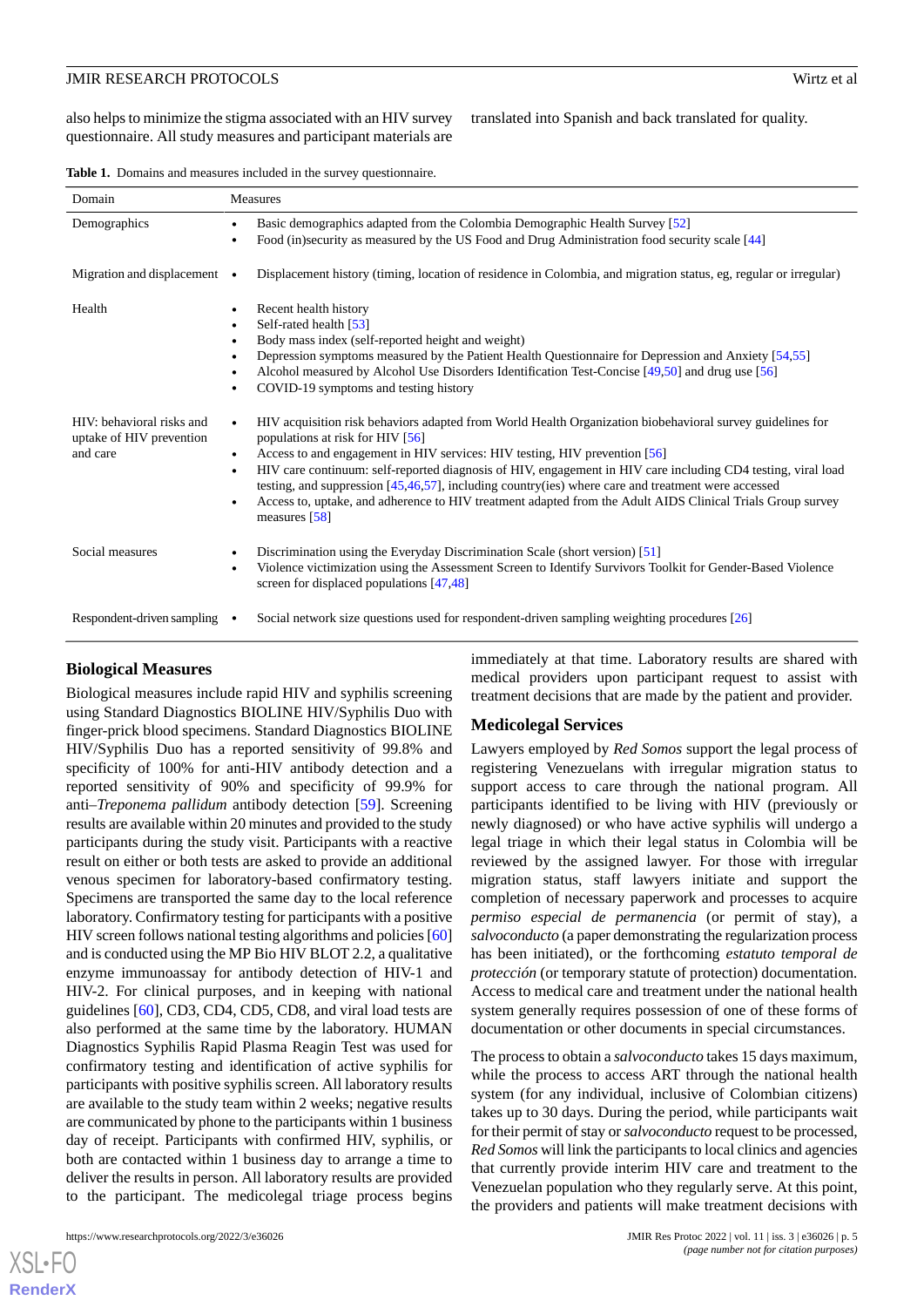also helps to minimize the stigma associated with an HIV survey questionnaire. All study measures and participant materials are translated into Spanish and back translated for quality.

**Table 1.** Domains and measures included in the survey questionnaire.

| Domain | Measures |
|---|---|
| Demographics | • Basic demographics adapted from the Colombia Demographic Health Survey [52] <br> • Food (in)security as measured by the US Food and Drug Administration food security scale [44] |
| Migration and displacement | • Displacement history (timing, location of residence in Colombia, and migration status, eg, regular or irregular) |
| Health | • Recent health history <br> • Self-rated health [53] <br> • Body mass index (self-reported height and weight) <br> • Depression symptoms measured by the Patient Health Questionnaire for Depression and Anxiety [54,55] <br> • Alcohol measured by Alcohol Use Disorders Identification Test-Concise [49,50] and drug use [56] <br> • COVID-19 symptoms and testing history |
| HIV: behavioral risks and uptake of HIV prevention and care | • HIV acquisition risk behaviors adapted from World Health Organization biobehavioral survey guidelines for populations at risk for HIV [56] <br> • Access to and engagement in HIV services: HIV testing, HIV prevention [56] <br> • HIV care continuum: self-reported diagnosis of HIV, engagement in HIV care including CD4 testing, viral load testing, and suppression [45,46,57], including country(ies) where care and treatment were accessed <br> • Access to, uptake, and adherence to HIV treatment adapted from the Adult AIDS Clinical Trials Group survey measures [58] |
| Social measures | • Discrimination using the Everyday Discrimination Scale (short version) [51] <br> • Violence victimization using the Assessment Screen to Identify Survivors Toolkit for Gender-Based Violence screen for displaced populations [47,48] |
| Respondent-driven sampling | • Social network size questions used for respondent-driven sampling weighting procedures [26] |

## Biological Measures

Biological measures include rapid HIV and syphilis screening using Standard Diagnostics BIOLINE HIV/Syphilis Duo with finger-prick blood specimens. Standard Diagnostics BIOLINE HIV/Syphilis Duo has a reported sensitivity of 99.8% and specificity of 100% for anti-HIV antibody detection and a reported sensitivity of 90% and specificity of 99.9% for anti–*Treponema pallidum* antibody detection [59]. Screening results are available within 20 minutes and provided to the study participants during the study visit. Participants with a reactive result on either or both tests are asked to provide an additional venous specimen for laboratory-based confirmatory testing. Specimens are transported the same day to the local reference laboratory. Confirmatory testing for participants with a positive HIV screen follows national testing algorithms and policies [60] and is conducted using the MP Bio HIV BLOT 2.2, a qualitative enzyme immunoassay for antibody detection of HIV-1 and HIV-2. For clinical purposes, and in keeping with national guidelines [60], CD3, CD4, CD5, CD8, and viral load tests are also performed at the same time by the laboratory. HUMAN Diagnostics Syphilis Rapid Plasma Reagin Test was used for confirmatory testing and identification of active syphilis for participants with positive syphilis screen. All laboratory results are available to the study team within 2 weeks; negative results are communicated by phone to the participants within 1 business day of receipt. Participants with confirmed HIV, syphilis, or both are contacted within 1 business day to arrange a time to deliver the results in person. All laboratory results are provided to the participant. The medicolegal triage process begins immediately at that time. Laboratory results are shared with medical providers upon participant request to assist with treatment decisions that are made by the patient and provider.

## Medicolegal Services

Lawyers employed by *Red Somos* support the legal process of registering Venezuelans with irregular migration status to support access to care through the national program. All participants identified to be living with HIV (previously or newly diagnosed) or who have active syphilis will undergo a legal triage in which their legal status in Colombia will be reviewed by the assigned lawyer. For those with irregular migration status, staff lawyers initiate and support the completion of necessary paperwork and processes to acquire *permiso especial de permanencia* (or permit of stay), a *salvoconducto* (a paper demonstrating the regularization process has been initiated), or the forthcoming *estatuto temporal de protección* (or temporary statute of protection) documentation. Access to medical care and treatment under the national health system generally requires possession of one of these forms of documentation or other documents in special circumstances.

The process to obtain a *salvoconducto* takes 15 days maximum, while the process to access ART through the national health system (for any individual, inclusive of Colombian citizens) takes up to 30 days. During the period, while participants wait for their permit of stay or *salvoconducto* request to be processed, *Red Somos* will link the participants to local clinics and agencies that currently provide interim HIV care and treatment to the Venezuelan population who they regularly serve. At this point, the providers and patients will make treatment decisions with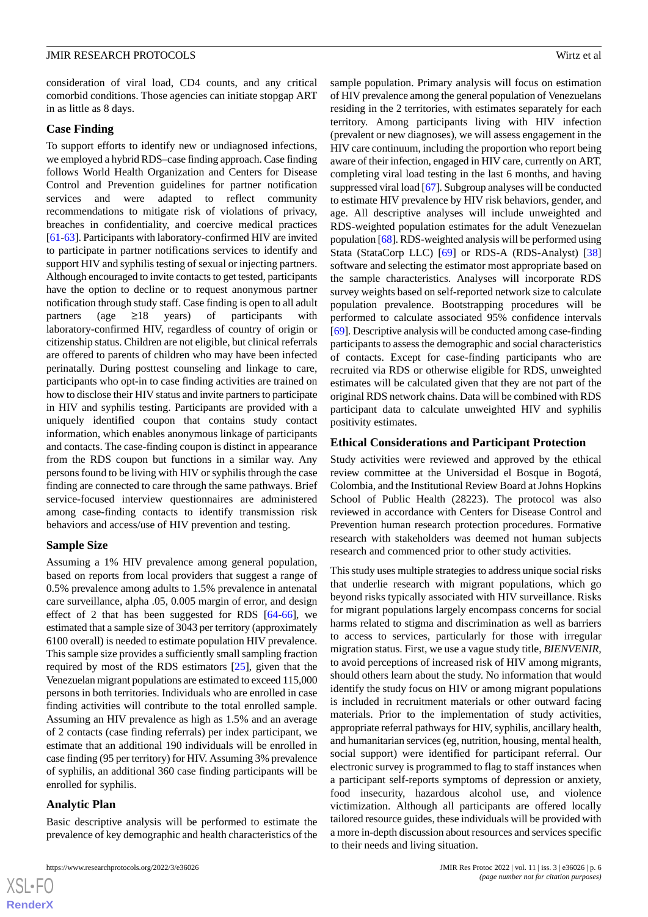consideration of viral load, CD4 counts, and any critical comorbid conditions. Those agencies can initiate stopgap ART in as little as 8 days.

### Case Finding

To support efforts to identify new or undiagnosed infections, we employed a hybrid RDS–case finding approach. Case finding follows World Health Organization and Centers for Disease Control and Prevention guidelines for partner notification services and were adapted to reflect community recommendations to mitigate risk of violations of privacy, breaches in confidentiality, and coercive medical practices [61-63]. Participants with laboratory-confirmed HIV are invited to participate in partner notifications services to identify and support HIV and syphilis testing of sexual or injecting partners. Although encouraged to invite contacts to get tested, participants have the option to decline or to request anonymous partner notification through study staff. Case finding is open to all adult partners (age ≥18 years) of participants with laboratory-confirmed HIV, regardless of country of origin or citizenship status. Children are not eligible, but clinical referrals are offered to parents of children who may have been infected perinatally. During posttest counseling and linkage to care, participants who opt-in to case finding activities are trained on how to disclose their HIV status and invite partners to participate in HIV and syphilis testing. Participants are provided with a uniquely identified coupon that contains study contact information, which enables anonymous linkage of participants and contacts. The case-finding coupon is distinct in appearance from the RDS coupon but functions in a similar way. Any persons found to be living with HIV or syphilis through the case finding are connected to care through the same pathways. Brief service-focused interview questionnaires are administered among case-finding contacts to identify transmission risk behaviors and access/use of HIV prevention and testing.

### Sample Size

Assuming a 1% HIV prevalence among general population, based on reports from local providers that suggest a range of 0.5% prevalence among adults to 1.5% prevalence in antenatal care surveillance, alpha .05, 0.005 margin of error, and design effect of 2 that has been suggested for RDS [64-66], we estimated that a sample size of 3043 per territory (approximately 6100 overall) is needed to estimate population HIV prevalence. This sample size provides a sufficiently small sampling fraction required by most of the RDS estimators [25], given that the Venezuelan migrant populations are estimated to exceed 115,000 persons in both territories. Individuals who are enrolled in case finding activities will contribute to the total enrolled sample. Assuming an HIV prevalence as high as 1.5% and an average of 2 contacts (case finding referrals) per index participant, we estimate that an additional 190 individuals will be enrolled in case finding (95 per territory) for HIV. Assuming 3% prevalence of syphilis, an additional 360 case finding participants will be enrolled for syphilis.

### Analytic Plan

Basic descriptive analysis will be performed to estimate the prevalence of key demographic and health characteristics of the sample population. Primary analysis will focus on estimation of HIV prevalence among the general population of Venezuelans residing in the 2 territories, with estimates separately for each territory. Among participants living with HIV infection (prevalent or new diagnoses), we will assess engagement in the HIV care continuum, including the proportion who report being aware of their infection, engaged in HIV care, currently on ART, completing viral load testing in the last 6 months, and having suppressed viral load [67]. Subgroup analyses will be conducted to estimate HIV prevalence by HIV risk behaviors, gender, and age. All descriptive analyses will include unweighted and RDS-weighted population estimates for the adult Venezuelan population [68]. RDS-weighted analysis will be performed using Stata (StataCorp LLC) [69] or RDS-A (RDS-Analyst) [38] software and selecting the estimator most appropriate based on the sample characteristics. Analyses will incorporate RDS survey weights based on self-reported network size to calculate population prevalence. Bootstrapping procedures will be performed to calculate associated 95% confidence intervals [69]. Descriptive analysis will be conducted among case-finding participants to assess the demographic and social characteristics of contacts. Except for case-finding participants who are recruited via RDS or otherwise eligible for RDS, unweighted estimates will be calculated given that they are not part of the original RDS network chains. Data will be combined with RDS participant data to calculate unweighted HIV and syphilis positivity estimates.

## Ethical Considerations and Participant Protection

Study activities were reviewed and approved by the ethical review committee at the Universidad el Bosque in Bogotá, Colombia, and the Institutional Review Board at Johns Hopkins School of Public Health (28223). The protocol was also reviewed in accordance with Centers for Disease Control and Prevention human research protection procedures. Formative research with stakeholders was deemed not human subjects research and commenced prior to other study activities.

This study uses multiple strategies to address unique social risks that underlie research with migrant populations, which go beyond risks typically associated with HIV surveillance. Risks for migrant populations largely encompass concerns for social harms related to stigma and discrimination as well as barriers to access to services, particularly for those with irregular migration status. First, we use a vague study title, *BIENVENIR*, to avoid perceptions of increased risk of HIV among migrants, should others learn about the study. No information that would identify the study focus on HIV or among migrant populations is included in recruitment materials or other outward facing materials. Prior to the implementation of study activities, appropriate referral pathways for HIV, syphilis, ancillary health, and humanitarian services (eg, nutrition, housing, mental health, social support) were identified for participant referral. Our electronic survey is programmed to flag to staff instances when a participant self-reports symptoms of depression or anxiety, food insecurity, hazardous alcohol use, and violence victimization. Although all participants are offered locally tailored resource guides, these individuals will be provided with a more in-depth discussion about resources and services specific to their needs and living situation.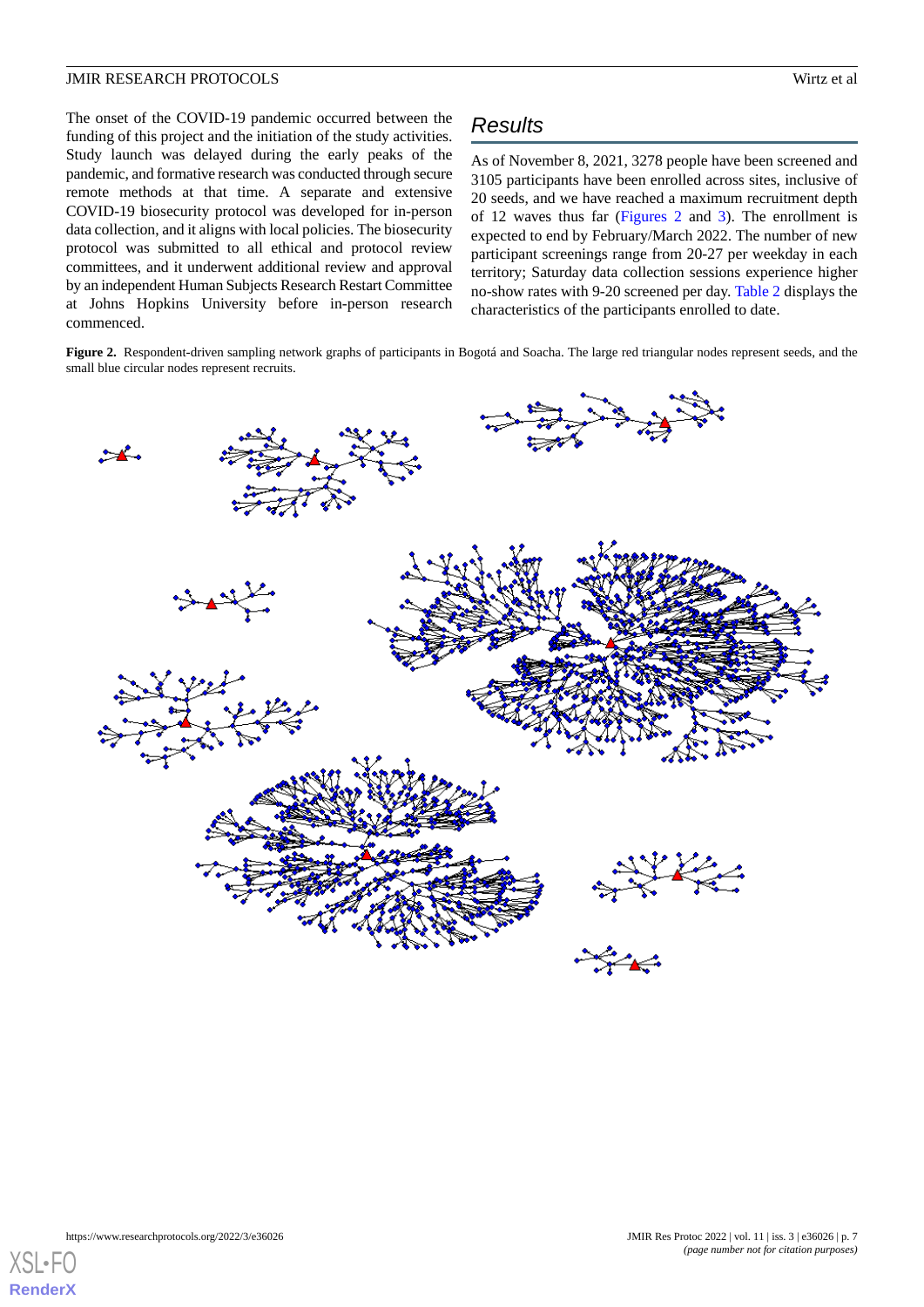The onset of the COVID-19 pandemic occurred between the funding of this project and the initiation of the study activities. Study launch was delayed during the early peaks of the pandemic, and formative research was conducted through secure remote methods at that time. A separate and extensive COVID-19 biosecurity protocol was developed for in-person data collection, and it aligns with local policies. The biosecurity protocol was submitted to all ethical and protocol review committees, and it underwent additional review and approval by an independent Human Subjects Research Restart Committee at Johns Hopkins University before in-person research commenced.

## Results

As of November 8, 2021, 3278 people have been screened and 3105 participants have been enrolled across sites, inclusive of 20 seeds, and we have reached a maximum recruitment depth of 12 waves thus far (Figures 2 and 3). The enrollment is expected to end by February/March 2022. The number of new participant screenings range from 20-27 per weekday in each territory; Saturday data collection sessions experience higher no-show rates with 9-20 screened per day. Table 2 displays the characteristics of the participants enrolled to date.

**Figure 2.** Respondent-driven sampling network graphs of participants in Bogotá and Soacha. The large red triangular nodes represent seeds, and the small blue circular nodes represent recruits.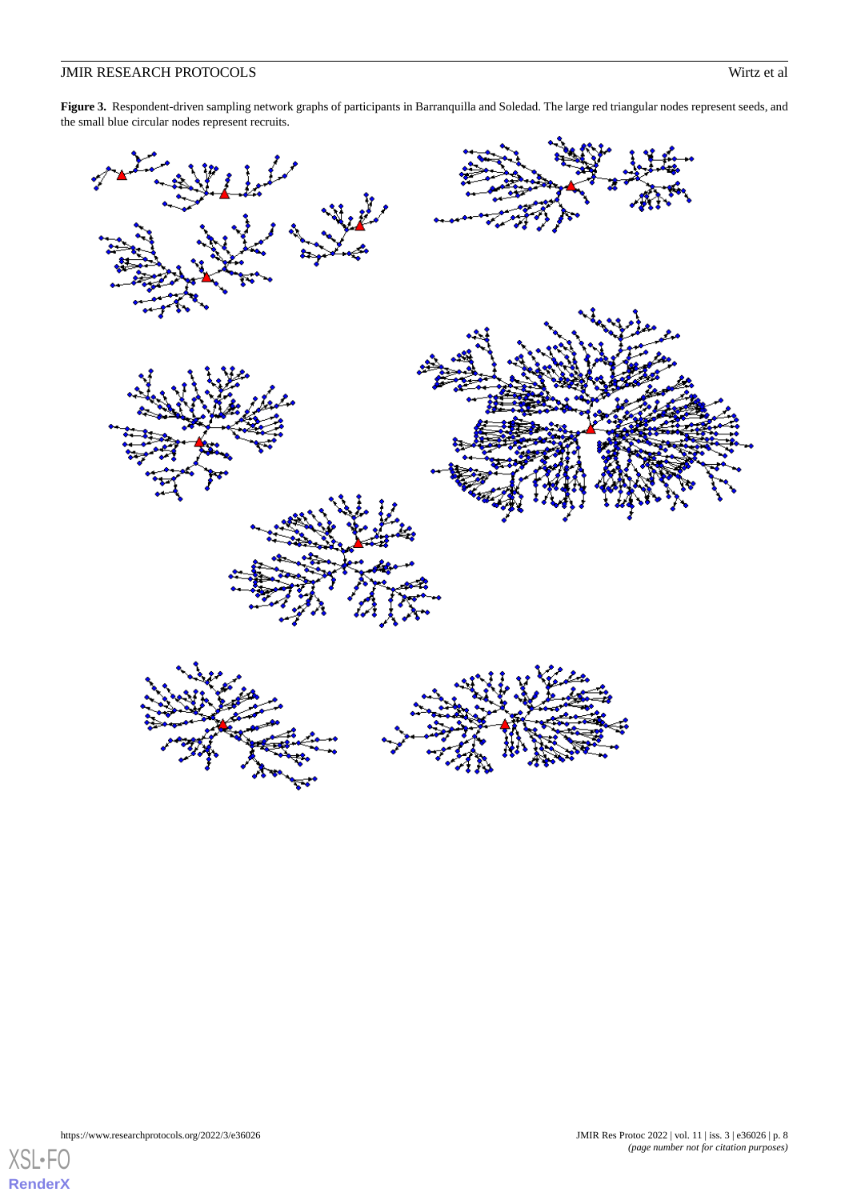**Figure 3.** Respondent-driven sampling network graphs of participants in Barranquilla and Soledad. The large red triangular nodes represent seeds, and the small blue circular nodes represent recruits.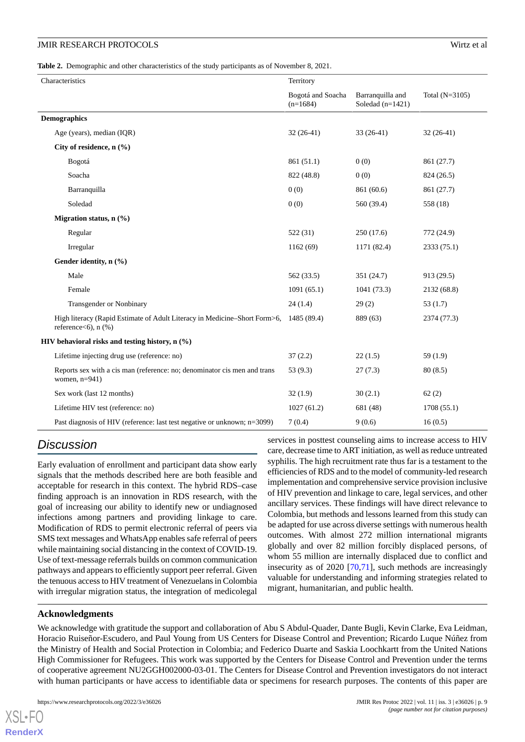**Table 2.** Demographic and other characteristics of the study participants as of November 8, 2021.

| Characteristics | Territory | | |
|---|---|---|---|
| | Bogotá and Soacha (n=1684) | Barranquilla and Soledad (n=1421) | Total (N=3105) |
| **Demographics** | | | |
| Age (years), median (IQR) | 32 (26-41) | 33 (26-41) | 32 (26-41) |
| **City of residence, n (%)** | | | |
| Bogotá | 861 (51.1) | 0 (0) | 861 (27.7) |
| Soacha | 822 (48.8) | 0 (0) | 824 (26.5) |
| Barranquilla | 0 (0) | 861 (60.6) | 861 (27.7) |
| Soledad | 0 (0) | 560 (39.4) | 558 (18) |
| **Migration status, n (%)** | | | |
| Regular | 522 (31) | 250 (17.6) | 772 (24.9) |
| Irregular | 1162 (69) | 1171 (82.4) | 2333 (75.1) |
| **Gender identity, n (%)** | | | |
| Male | 562 (33.5) | 351 (24.7) | 913 (29.5) |
| Female | 1091 (65.1) | 1041 (73.3) | 2132 (68.8) |
| Transgender or Nonbinary | 24 (1.4) | 29 (2) | 53 (1.7) |
| High literacy (Rapid Estimate of Adult Literacy in Medicine–Short Form>6, reference<6), n (%) | 1485 (89.4) | 889 (63) | 2374 (77.3) |
| **HIV behavioral risks and testing history, n (%)** | | | |
| Lifetime injecting drug use (reference: no) | 37 (2.2) | 22 (1.5) | 59 (1.9) |
| Reports sex with a cis man (reference: no; denominator cis men and trans women, n=941) | 53 (9.3) | 27 (7.3) | 80 (8.5) |
| Sex work (last 12 months) | 32 (1.9) | 30 (2.1) | 62 (2) |
| Lifetime HIV test (reference: no) | 1027 (61.2) | 681 (48) | 1708 (55.1) |
| Past diagnosis of HIV (reference: last test negative or unknown; n=3099) | 7 (0.4) | 9 (0.6) | 16 (0.5) |

## Discussion

Early evaluation of enrollment and participant data show early signals that the methods described here are both feasible and acceptable for research in this context. The hybrid RDS–case finding approach is an innovation in RDS research, with the goal of increasing our ability to identify new or undiagnosed infections among partners and providing linkage to care. Modification of RDS to permit electronic referral of peers via SMS text messages and WhatsApp enables safe referral of peers while maintaining social distancing in the context of COVID-19. Use of text-message referrals builds on common communication pathways and appears to efficiently support peer referral. Given the tenuous access to HIV treatment of Venezuelans in Colombia with irregular migration status, the integration of medicolegal services in posttest counseling aims to increase access to HIV care, decrease time to ART initiation, as well as reduce untreated syphilis. The high recruitment rate thus far is a testament to the efficiencies of RDS and to the model of community-led research implementation and comprehensive service provision inclusive of HIV prevention and linkage to care, legal services, and other ancillary services. These findings will have direct relevance to Colombia, but methods and lessons learned from this study can be adapted for use across diverse settings with numerous health outcomes. With almost 272 million international migrants globally and over 82 million forcibly displaced persons, of whom 55 million are internally displaced due to conflict and insecurity as of 2020 [70,71], such methods are increasingly valuable for understanding and informing strategies related to migrant, humanitarian, and public health.

## Acknowledgments

We acknowledge with gratitude the support and collaboration of Abu S Abdul-Quader, Dante Bugli, Kevin Clarke, Eva Leidman, Horacio Ruiseñor-Escudero, and Paul Young from US Centers for Disease Control and Prevention; Ricardo Luque Núñez from the Ministry of Health and Social Protection in Colombia; and Federico Duarte and Saskia Loochkartt from the United Nations High Commissioner for Refugees. This work was supported by the Centers for Disease Control and Prevention under the terms of cooperative agreement NU2GGH002000-03-01. The Centers for Disease Control and Prevention investigators do not interact with human participants or have access to identifiable data or specimens for research purposes. The contents of this paper are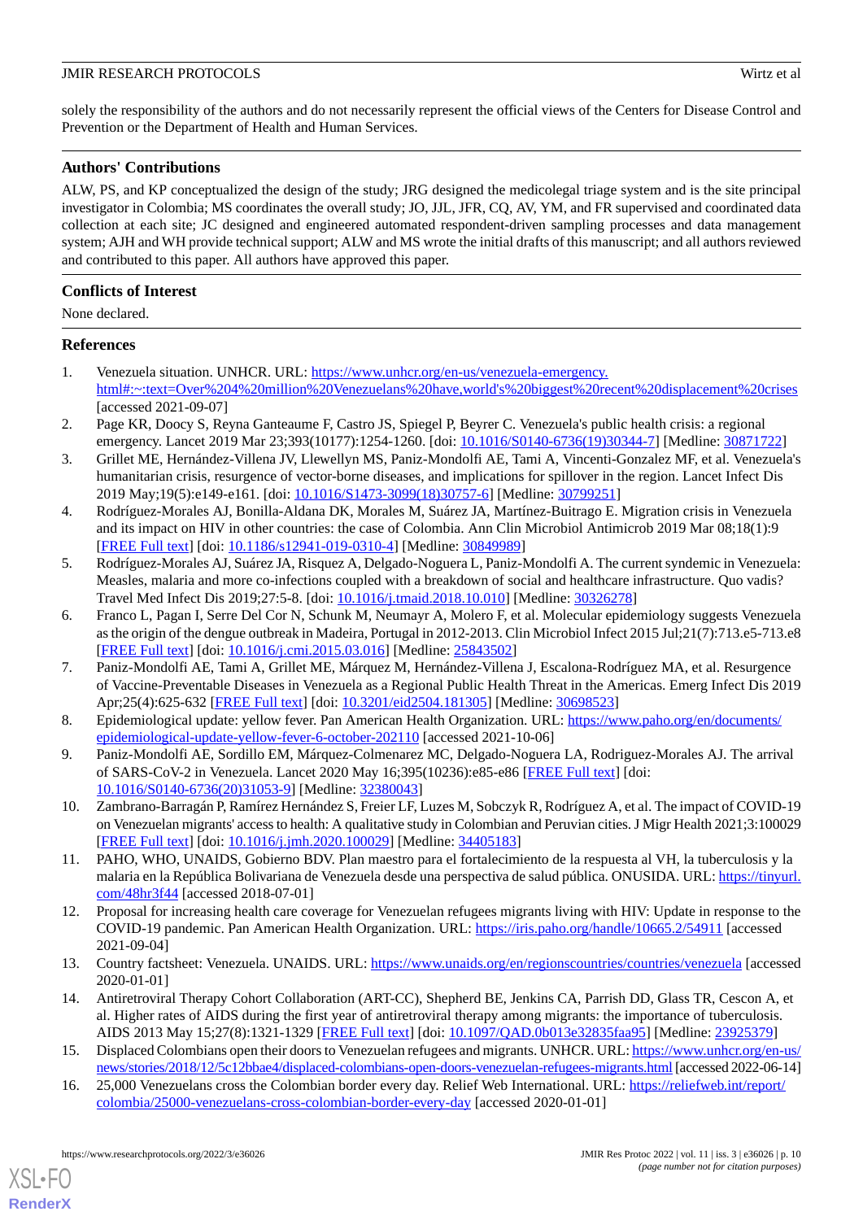solely the responsibility of the authors and do not necessarily represent the official views of the Centers for Disease Control and Prevention or the Department of Health and Human Services.

## Authors' Contributions

ALW, PS, and KP conceptualized the design of the study; JRG designed the medicolegal triage system and is the site principal investigator in Colombia; MS coordinates the overall study; JO, JJL, JFR, CQ, AV, YM, and FR supervised and coordinated data collection at each site; JC designed and engineered automated respondent-driven sampling processes and data management system; AJH and WH provide technical support; ALW and MS wrote the initial drafts of this manuscript; and all authors reviewed and contributed to this paper. All authors have approved this paper.

## Conflicts of Interest

None declared.

## References

1. Venezuela situation. UNHCR. URL: https://www.unhcr.org/en-us/venezuela-emergency.html#:~:text=Over%204%20million%20Venezuelans%20have,world's%20biggest%20recent%20displacement%20crises [accessed 2021-09-07]
2. Page KR, Doocy S, Reyna Ganteaume F, Castro JS, Spiegel P, Beyrer C. Venezuela's public health crisis: a regional emergency. Lancet 2019 Mar 23;393(10177):1254-1260. [doi: 10.1016/S0140-6736(19)30344-7] [Medline: 30871722]
3. Grillet ME, Hernández-Villena JV, Llewellyn MS, Paniz-Mondolfi AE, Tami A, Vincenti-Gonzalez MF, et al. Venezuela's humanitarian crisis, resurgence of vector-borne diseases, and implications for spillover in the region. Lancet Infect Dis 2019 May;19(5):e149-e161. [doi: 10.1016/S1473-3099(18)30757-6] [Medline: 30799251]
4. Rodríguez-Morales AJ, Bonilla-Aldana DK, Morales M, Suárez JA, Martínez-Buitrago E. Migration crisis in Venezuela and its impact on HIV in other countries: the case of Colombia. Ann Clin Microbiol Antimicrob 2019 Mar 08;18(1):9 [FREE Full text] [doi: 10.1186/s12941-019-0310-4] [Medline: 30849989]
5. Rodríguez-Morales AJ, Suárez JA, Risquez A, Delgado-Noguera L, Paniz-Mondolfi A. The current syndemic in Venezuela: Measles, malaria and more co-infections coupled with a breakdown of social and healthcare infrastructure. Quo vadis? Travel Med Infect Dis 2019;27:5-8. [doi: 10.1016/j.tmaid.2018.10.010] [Medline: 30326278]
6. Franco L, Pagan I, Serre Del Cor N, Schunk M, Neumayr A, Molero F, et al. Molecular epidemiology suggests Venezuela as the origin of the dengue outbreak in Madeira, Portugal in 2012-2013. Clin Microbiol Infect 2015 Jul;21(7):713.e5-713.e8 [FREE Full text] [doi: 10.1016/j.cmi.2015.03.016] [Medline: 25843502]
7. Paniz-Mondolfi AE, Tami A, Grillet ME, Márquez M, Hernández-Villena J, Escalona-Rodríguez MA, et al. Resurgence of Vaccine-Preventable Diseases in Venezuela as a Regional Public Health Threat in the Americas. Emerg Infect Dis 2019 Apr;25(4):625-632 [FREE Full text] [doi: 10.3201/eid2504.181305] [Medline: 30698523]
8. Epidemiological update: yellow fever. Pan American Health Organization. URL: https://www.paho.org/en/documents/epidemiological-update-yellow-fever-6-october-202110 [accessed 2021-10-06]
9. Paniz-Mondolfi AE, Sordillo EM, Márquez-Colmenarez MC, Delgado-Noguera LA, Rodriguez-Morales AJ. The arrival of SARS-CoV-2 in Venezuela. Lancet 2020 May 16;395(10236):e85-e86 [FREE Full text] [doi: 10.1016/S0140-6736(20)31053-9] [Medline: 32380043]
10. Zambrano-Barragán P, Ramírez Hernández S, Freier LF, Luzes M, Sobczyk R, Rodríguez A, et al. The impact of COVID-19 on Venezuelan migrants' access to health: A qualitative study in Colombian and Peruvian cities. J Migr Health 2021;3:100029 [FREE Full text] [doi: 10.1016/j.jmh.2020.100029] [Medline: 34405183]
11. PAHO, WHO, UNAIDS, Gobierno BDV. Plan maestro para el fortalecimiento de la respuesta al VH, la tuberculosis y la malaria en la República Bolivariana de Venezuela desde una perspectiva de salud pública. ONUSIDA. URL: https://tinyurl.com/48hr3f44 [accessed 2018-07-01]
12. Proposal for increasing health care coverage for Venezuelan refugees migrants living with HIV: Update in response to the COVID-19 pandemic. Pan American Health Organization. URL: https://iris.paho.org/handle/10665.2/54911 [accessed 2021-09-04]
13. Country factsheet: Venezuela. UNAIDS. URL: https://www.unaids.org/en/regionscountries/countries/venezuela [accessed 2020-01-01]
14. Antiretroviral Therapy Cohort Collaboration (ART-CC), Shepherd BE, Jenkins CA, Parrish DD, Glass TR, Cescon A, et al. Higher rates of AIDS during the first year of antiretroviral therapy among migrants: the importance of tuberculosis. AIDS 2013 May 15;27(8):1321-1329 [FREE Full text] [doi: 10.1097/QAD.0b013e32835faa95] [Medline: 23925379]
15. Displaced Colombians open their doors to Venezuelan refugees and migrants. UNHCR. URL: https://www.unhcr.org/en-us/news/stories/2018/12/5c12bbae4/displaced-colombians-open-doors-venezuelan-refugees-migrants.html [accessed 2022-06-14]
16. 25,000 Venezuelans cross the Colombian border every day. Relief Web International. URL: https://reliefweb.int/report/colombia/25000-venezuelans-cross-colombian-border-every-day [accessed 2020-01-01]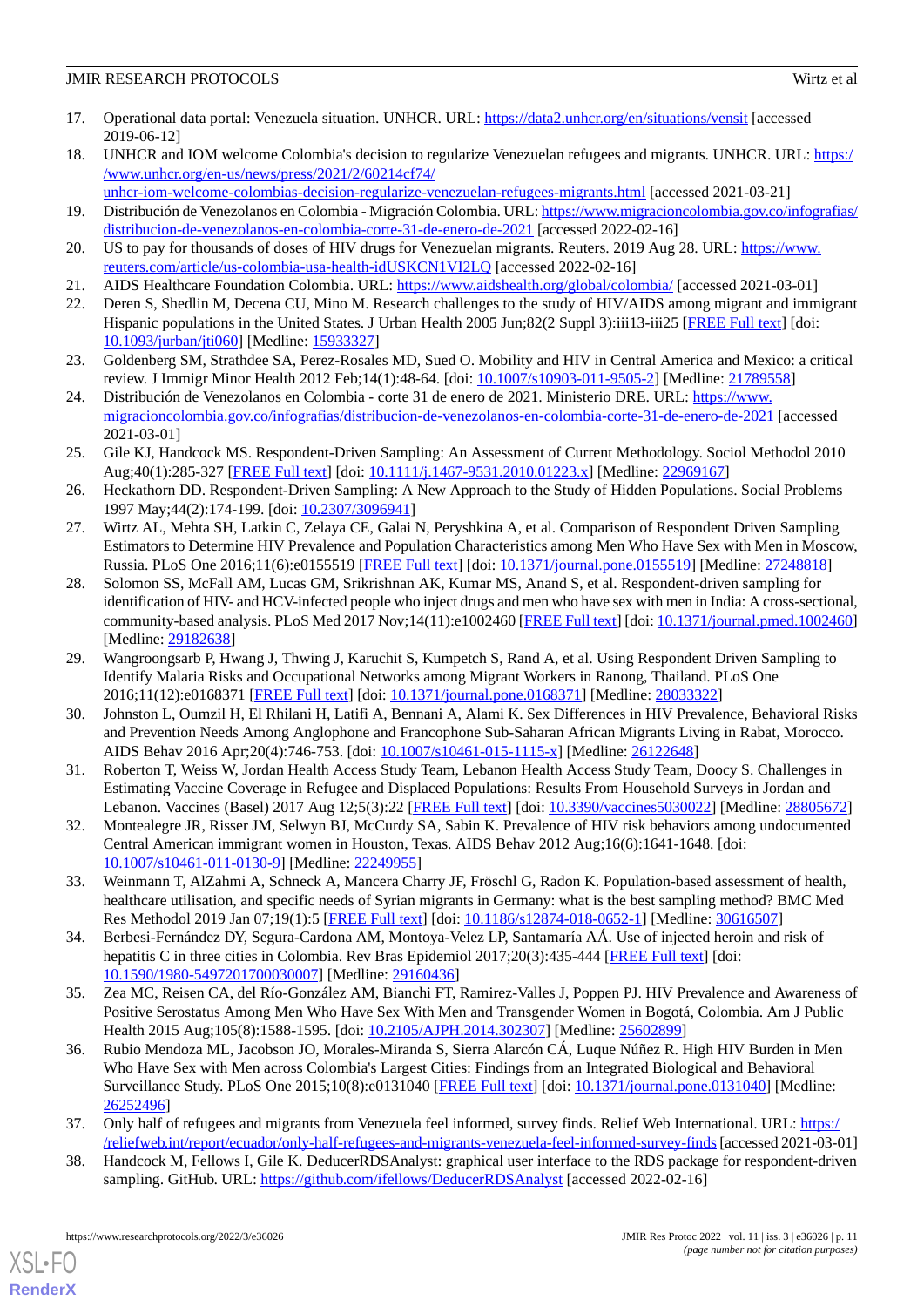17. Operational data portal: Venezuela situation. UNHCR. URL: https://data2.unhcr.org/en/situations/vensit [accessed 2019-06-12]
18. UNHCR and IOM welcome Colombia's decision to regularize Venezuelan refugees and migrants. UNHCR. URL: https://www.unhcr.org/en-us/news/press/2021/2/60214cf74/unhcr-iom-welcome-colombias-decision-regularize-venezuelan-refugees-migrants.html [accessed 2021-03-21]
19. Distribución de Venezolanos en Colombia - Migración Colombia. URL: https://www.migracioncolombia.gov.co/infografias/distribucion-de-venezolanos-en-colombia-corte-31-de-enero-de-2021 [accessed 2022-02-16]
20. US to pay for thousands of doses of HIV drugs for Venezuelan migrants. Reuters. 2019 Aug 28. URL: https://www.reuters.com/article/us-colombia-usa-health-idUSKCN1VI2LQ [accessed 2022-02-16]
21. AIDS Healthcare Foundation Colombia. URL: https://www.aidshealth.org/global/colombia/ [accessed 2021-03-01]
22. Deren S, Shedlin M, Decena CU, Mino M. Research challenges to the study of HIV/AIDS among migrant and immigrant Hispanic populations in the United States. J Urban Health 2005 Jun;82(2 Suppl 3):iii13-iii25 [FREE Full text] [doi: 10.1093/jurban/jti060] [Medline: 15933327]
23. Goldenberg SM, Strathdee SA, Perez-Rosales MD, Sued O. Mobility and HIV in Central America and Mexico: a critical review. J Immigr Minor Health 2012 Feb;14(1):48-64. [doi: 10.1007/s10903-011-9505-2] [Medline: 21789558]
24. Distribución de Venezolanos en Colombia - corte 31 de enero de 2021. Ministerio DRE. URL: https://www.migracioncolombia.gov.co/infografias/distribucion-de-venezolanos-en-colombia-corte-31-de-enero-de-2021 [accessed 2021-03-01]
25. Gile KJ, Handcock MS. Respondent-Driven Sampling: An Assessment of Current Methodology. Sociol Methodol 2010 Aug;40(1):285-327 [FREE Full text] [doi: 10.1111/j.1467-9531.2010.01223.x] [Medline: 22969167]
26. Heckathorn DD. Respondent-Driven Sampling: A New Approach to the Study of Hidden Populations. Social Problems 1997 May;44(2):174-199. [doi: 10.2307/3096941]
27. Wirtz AL, Mehta SH, Latkin C, Zelaya CE, Galai N, Peryshkina A, et al. Comparison of Respondent Driven Sampling Estimators to Determine HIV Prevalence and Population Characteristics among Men Who Have Sex with Men in Moscow, Russia. PLoS One 2016;11(6):e0155519 [FREE Full text] [doi: 10.1371/journal.pone.0155519] [Medline: 27248818]
28. Solomon SS, McFall AM, Lucas GM, Srikrishnan AK, Kumar MS, Anand S, et al. Respondent-driven sampling for identification of HIV- and HCV-infected people who inject drugs and men who have sex with men in India: A cross-sectional, community-based analysis. PLoS Med 2017 Nov;14(11):e1002460 [FREE Full text] [doi: 10.1371/journal.pmed.1002460] [Medline: 29182638]
29. Wangroongsarb P, Hwang J, Thwing J, Karuchit S, Kumpetch S, Rand A, et al. Using Respondent Driven Sampling to Identify Malaria Risks and Occupational Networks among Migrant Workers in Ranong, Thailand. PLoS One 2016;11(12):e0168371 [FREE Full text] [doi: 10.1371/journal.pone.0168371] [Medline: 28033322]
30. Johnston L, Oumzil H, El Rhilani H, Latifi A, Bennani A, Alami K. Sex Differences in HIV Prevalence, Behavioral Risks and Prevention Needs Among Anglophone and Francophone Sub-Saharan African Migrants Living in Rabat, Morocco. AIDS Behav 2016 Apr;20(4):746-753. [doi: 10.1007/s10461-015-1115-x] [Medline: 26122648]
31. Roberton T, Weiss W, Jordan Health Access Study Team, Lebanon Health Access Study Team, Doocy S. Challenges in Estimating Vaccine Coverage in Refugee and Displaced Populations: Results From Household Surveys in Jordan and Lebanon. Vaccines (Basel) 2017 Aug 12;5(3):22 [FREE Full text] [doi: 10.3390/vaccines5030022] [Medline: 28805672]
32. Montealegre JR, Risser JM, Selwyn BJ, McCurdy SA, Sabin K. Prevalence of HIV risk behaviors among undocumented Central American immigrant women in Houston, Texas. AIDS Behav 2012 Aug;16(6):1641-1648. [doi: 10.1007/s10461-011-0130-9] [Medline: 22249955]
33. Weinmann T, AlZahmi A, Schneck A, Mancera Charry JF, Fröschl G, Radon K. Population-based assessment of health, healthcare utilisation, and specific needs of Syrian migrants in Germany: what is the best sampling method? BMC Med Res Methodol 2019 Jan 07;19(1):5 [FREE Full text] [doi: 10.1186/s12874-018-0652-1] [Medline: 30616507]
34. Berbesi-Fernández DY, Segura-Cardona AM, Montoya-Velez LP, Santamaría AÁ. Use of injected heroin and risk of hepatitis C in three cities in Colombia. Rev Bras Epidemiol 2017;20(3):435-444 [FREE Full text] [doi: 10.1590/1980-5497201700030007] [Medline: 29160436]
35. Zea MC, Reisen CA, del Río-González AM, Bianchi FT, Ramirez-Valles J, Poppen PJ. HIV Prevalence and Awareness of Positive Serostatus Among Men Who Have Sex With Men and Transgender Women in Bogotá, Colombia. Am J Public Health 2015 Aug;105(8):1588-1595. [doi: 10.2105/AJPH.2014.302307] [Medline: 25602899]
36. Rubio Mendoza ML, Jacobson JO, Morales-Miranda S, Sierra Alarcón CÁ, Luque Núñez R. High HIV Burden in Men Who Have Sex with Men across Colombia's Largest Cities: Findings from an Integrated Biological and Behavioral Surveillance Study. PLoS One 2015;10(8):e0131040 [FREE Full text] [doi: 10.1371/journal.pone.0131040] [Medline: 26252496]
37. Only half of refugees and migrants from Venezuela feel informed, survey finds. Relief Web International. URL: https://reliefweb.int/report/ecuador/only-half-refugees-and-migrants-venezuela-feel-informed-survey-finds [accessed 2021-03-01]
38. Handcock M, Fellows I, Gile K. DeducerRDSAnalyst: graphical user interface to the RDS package for respondent-driven sampling. GitHub. URL: https://github.com/ifellows/DeducerRDSAnalyst [accessed 2022-02-16]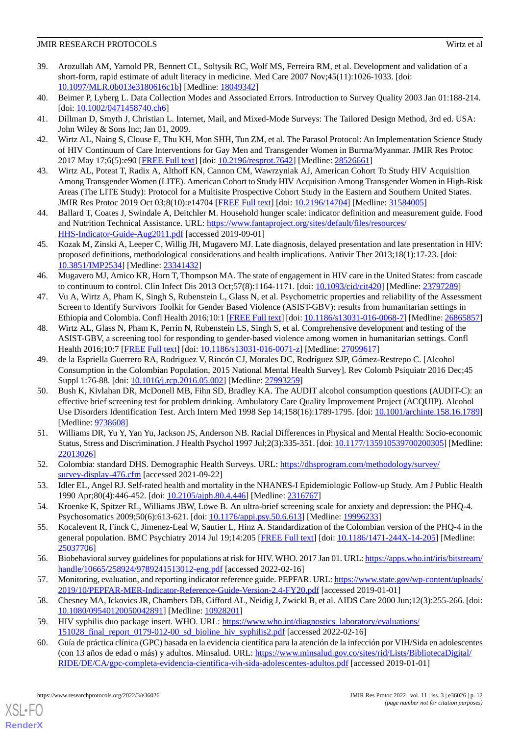39. Arozullah AM, Yarnold PR, Bennett CL, Soltysik RC, Wolf MS, Ferreira RM, et al. Development and validation of a short-form, rapid estimate of adult literacy in medicine. Med Care 2007 Nov;45(11):1026-1033. [doi: 10.1097/MLR.0b013e3180616c1b] [Medline: 18049342]
40. Beimer P, Lyberg L. Data Collection Modes and Associated Errors. Introduction to Survey Quality 2003 Jan 01:188-214. [doi: 10.1002/0471458740.ch6]
41. Dillman D, Smyth J, Christian L. Internet, Mail, and Mixed-Mode Surveys: The Tailored Design Method, 3rd ed. USA: John Wiley & Sons Inc; Jan 01, 2009.
42. Wirtz AL, Naing S, Clouse E, Thu KH, Mon SHH, Tun ZM, et al. The Parasol Protocol: An Implementation Science Study of HIV Continuum of Care Interventions for Gay Men and Transgender Women in Burma/Myanmar. JMIR Res Protoc 2017 May 17;6(5):e90 [FREE Full text] [doi: 10.2196/resprot.7642] [Medline: 28526661]
43. Wirtz AL, Poteat T, Radix A, Althoff KN, Cannon CM, Wawrzyniak AJ, American Cohort To Study HIV Acquisition Among Transgender Women (LITE). American Cohort to Study HIV Acquisition Among Transgender Women in High-Risk Areas (The LITE Study): Protocol for a Multisite Prospective Cohort Study in the Eastern and Southern United States. JMIR Res Protoc 2019 Oct 03;8(10):e14704 [FREE Full text] [doi: 10.2196/14704] [Medline: 31584005]
44. Ballard T, Coates J, Swindale A, Deitchler M. Household hunger scale: indicator definition and measurement guide. Food and Nutrition Technical Assistance. URL: https://www.fantaproject.org/sites/default/files/resources/HHS-Indicator-Guide-Aug2011.pdf [accessed 2019-09-01]
45. Kozak M, Zinski A, Leeper C, Willig JH, Mugavero MJ. Late diagnosis, delayed presentation and late presentation in HIV: proposed definitions, methodological considerations and health implications. Antivir Ther 2013;18(1):17-23. [doi: 10.3851/IMP2534] [Medline: 23341432]
46. Mugavero MJ, Amico KR, Horn T, Thompson MA. The state of engagement in HIV care in the United States: from cascade to continuum to control. Clin Infect Dis 2013 Oct;57(8):1164-1171. [doi: 10.1093/cid/cit420] [Medline: 23797289]
47. Vu A, Wirtz A, Pham K, Singh S, Rubenstein L, Glass N, et al. Psychometric properties and reliability of the Assessment Screen to Identify Survivors Toolkit for Gender Based Violence (ASIST-GBV): results from humanitarian settings in Ethiopia and Colombia. Confl Health 2016;10:1 [FREE Full text] [doi: 10.1186/s13031-016-0068-7] [Medline: 26865857]
48. Wirtz AL, Glass N, Pham K, Perrin N, Rubenstein LS, Singh S, et al. Comprehensive development and testing of the ASIST-GBV, a screening tool for responding to gender-based violence among women in humanitarian settings. Confl Health 2016;10:7 [FREE Full text] [doi: 10.1186/s13031-016-0071-z] [Medline: 27099617]
49. de la Espriella Guerrero RA, Rodriguez V, Rincón CJ, Morales DC, Rodríguez SJP, Gómez-Restrepo C. [Alcohol Consumption in the Colombian Population, 2015 National Mental Health Survey]. Rev Colomb Psiquiatr 2016 Dec;45 Suppl 1:76-88. [doi: 10.1016/j.rcp.2016.05.002] [Medline: 27993259]
50. Bush K, Kivlahan DR, McDonell MB, Fihn SD, Bradley KA. The AUDIT alcohol consumption questions (AUDIT-C): an effective brief screening test for problem drinking. Ambulatory Care Quality Improvement Project (ACQUIP). Alcohol Use Disorders Identification Test. Arch Intern Med 1998 Sep 14;158(16):1789-1795. [doi: 10.1001/archinte.158.16.1789] [Medline: 9738608]
51. Williams DR, Yu Y, Yan Yu, Jackson JS, Anderson NB. Racial Differences in Physical and Mental Health: Socio-economic Status, Stress and Discrimination. J Health Psychol 1997 Jul;2(3):335-351. [doi: 10.1177/135910539700200305] [Medline: 22013026]
52. Colombia: standard DHS. Demographic Health Surveys. URL: https://dhsprogram.com/methodology/survey/survey-display-476.cfm [accessed 2021-09-22]
53. Idler EL, Angel RJ. Self-rated health and mortality in the NHANES-I Epidemiologic Follow-up Study. Am J Public Health 1990 Apr;80(4):446-452. [doi: 10.2105/ajph.80.4.446] [Medline: 2316767]
54. Kroenke K, Spitzer RL, Williams JBW, Löwe B. An ultra-brief screening scale for anxiety and depression: the PHQ-4. Psychosomatics 2009;50(6):613-621. [doi: 10.1176/appi.psy.50.6.613] [Medline: 19996233]
55. Kocalevent R, Finck C, Jimenez-Leal W, Sautier L, Hinz A. Standardization of the Colombian version of the PHQ-4 in the general population. BMC Psychiatry 2014 Jul 19;14:205 [FREE Full text] [doi: 10.1186/1471-244X-14-205] [Medline: 25037706]
56. Biobehavioral survey guidelines for populations at risk for HIV. WHO. 2017 Jan 01. URL: https://apps.who.int/iris/bitstream/handle/10665/258924/9789241513012-eng.pdf [accessed 2022-02-16]
57. Monitoring, evaluation, and reporting indicator reference guide. PEPFAR. URL: https://www.state.gov/wp-content/uploads/2019/10/PEPFAR-MER-Indicator-Reference-Guide-Version-2.4-FY20.pdf [accessed 2019-01-01]
58. Chesney MA, Ickovics JR, Chambers DB, Gifford AL, Neidig J, Zwickl B, et al. AIDS Care 2000 Jun;12(3):255-266. [doi: 10.1080/09540120050042891] [Medline: 10928201]
59. HIV syphilis duo package insert. WHO. URL: https://www.who.int/diagnostics_laboratory/evaluations/151028_final_report_0179-012-00_sd_bioline_hiv_syphilis2.pdf [accessed 2022-02-16]
60. Guía de práctica clínica (GPC) basada en la evidencia científica para la atención de la infección por VIH/Sida en adolescentes (con 13 años de edad o más) y adultos. Minsalud. URL: https://www.minsalud.gov.co/sites/rid/Lists/BibliotecaDigital/RIDE/DE/CA/gpc-completa-evidencia-cientifica-vih-sida-adolescentes-adultos.pdf [accessed 2019-01-01]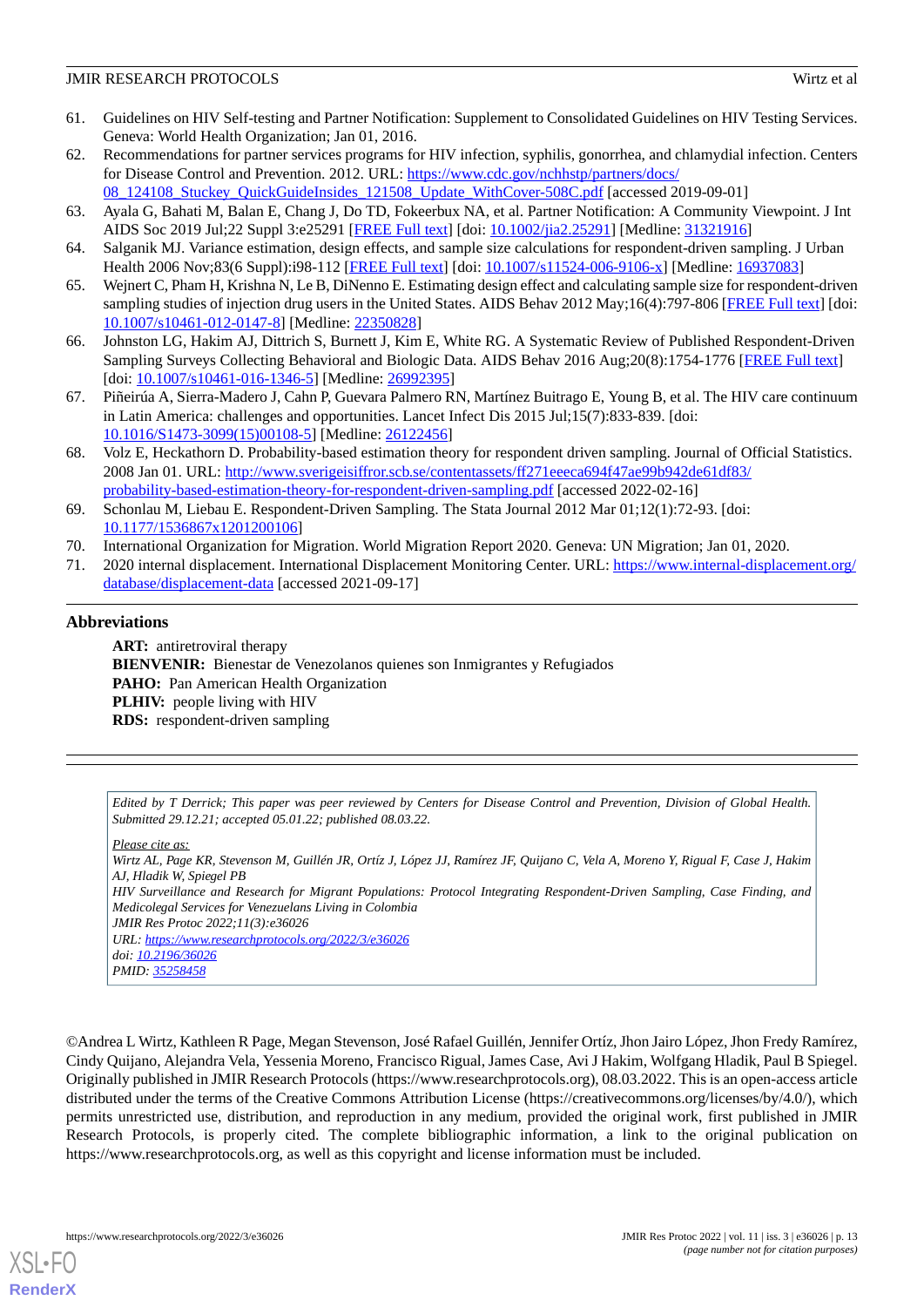61. Guidelines on HIV Self-testing and Partner Notification: Supplement to Consolidated Guidelines on HIV Testing Services. Geneva: World Health Organization; Jan 01, 2016.
62. Recommendations for partner services programs for HIV infection, syphilis, gonorrhea, and chlamydial infection. Centers for Disease Control and Prevention. 2012. URL: [https://www.cdc.gov/nchhstp/partners/docs/08_124108_Stuckey_QuickGuideInsides_121508_Update_WithCover-508C.pdf](https://www.cdc.gov/nchhstp/partners/docs/08_124108_Stuckey_QuickGuideInsides_121508_Update_WithCover-508C.pdf) [accessed 2019-09-01]
63. Ayala G, Bahati M, Balan E, Chang J, Do TD, Fokeerbux NA, et al. Partner Notification: A Community Viewpoint. J Int AIDS Soc 2019 Jul;22 Suppl 3:e25291 [FREE Full text] [doi: 10.1002/jia2.25291] [Medline: 31321916]
64. Salganik MJ. Variance estimation, design effects, and sample size calculations for respondent-driven sampling. J Urban Health 2006 Nov;83(6 Suppl):i98-112 [FREE Full text] [doi: 10.1007/s11524-006-9106-x] [Medline: 16937083]
65. Wejnert C, Pham H, Krishna N, Le B, DiNenno E. Estimating design effect and calculating sample size for respondent-driven sampling studies of injection drug users in the United States. AIDS Behav 2012 May;16(4):797-806 [FREE Full text] [doi: 10.1007/s10461-012-0147-8] [Medline: 22350828]
66. Johnston LG, Hakim AJ, Dittrich S, Burnett J, Kim E, White RG. A Systematic Review of Published Respondent-Driven Sampling Surveys Collecting Behavioral and Biologic Data. AIDS Behav 2016 Aug;20(8):1754-1776 [FREE Full text] [doi: 10.1007/s10461-016-1346-5] [Medline: 26992395]
67. Piñeirúa A, Sierra-Madero J, Cahn P, Guevara Palmero RN, Martínez Buitrago E, Young B, et al. The HIV care continuum in Latin America: challenges and opportunities. Lancet Infect Dis 2015 Jul;15(7):833-839. [doi: 10.1016/S1473-3099(15)00108-5] [Medline: 26122456]
68. Volz E, Heckathorn D. Probability-based estimation theory for respondent driven sampling. Journal of Official Statistics. 2008 Jan 01. URL: [http://www.sverigeisiffror.scb.se/contentassets/ff271eeeca694f47ae99b942de61df83/probability-based-estimation-theory-for-respondent-driven-sampling.pdf](http://www.sverigeisiffror.scb.se/contentassets/ff271eeeca694f47ae99b942de61df83/probability-based-estimation-theory-for-respondent-driven-sampling.pdf) [accessed 2022-02-16]
69. Schonlau M, Liebau E. Respondent-Driven Sampling. The Stata Journal 2012 Mar 01;12(1):72-93. [doi: 10.1177/1536867x1201200106]
70. International Organization for Migration. World Migration Report 2020. Geneva: UN Migration; Jan 01, 2020.
71. 2020 internal displacement. International Displacement Monitoring Center. URL: [https://www.internal-displacement.org/database/displacement-data](https://www.internal-displacement.org/database/displacement-data) [accessed 2021-09-17]

## Abbreviations

**ART:** antiretroviral therapy
**BIENVENIR:** Bienestar de Venezolanos quienes son Inmigrantes y Refugiados
**PAHO:** Pan American Health Organization
**PLHIV:** people living with HIV
**RDS:** respondent-driven sampling

---

*Edited by T Derrick; This paper was peer reviewed by Centers for Disease Control and Prevention, Division of Global Health. Submitted 29.12.21; accepted 05.01.22; published 08.03.22.*

*Please cite as:*
*Wirtz AL, Page KR, Stevenson M, Guillén JR, Ortíz J, López JJ, Ramírez JF, Quijano C, Vela A, Moreno Y, Rigual F, Case J, Hakim AJ, Hladik W, Spiegel PB*
*HIV Surveillance and Research for Migrant Populations: Protocol Integrating Respondent-Driven Sampling, Case Finding, and Medicolegal Services for Venezuelans Living in Colombia*
*JMIR Res Protoc 2022;11(3):e36026*
*URL: [https://www.researchprotocols.org/2022/3/e36026](https://www.researchprotocols.org/2022/3/e36026)*
*doi: 10.2196/36026*
*PMID: 35258458*

©Andrea L Wirtz, Kathleen R Page, Megan Stevenson, José Rafael Guillén, Jennifer Ortíz, Jhon Jairo López, Jhon Fredy Ramírez, Cindy Quijano, Alejandra Vela, Yessenia Moreno, Francisco Rigual, James Case, Avi J Hakim, Wolfgang Hladik, Paul B Spiegel. Originally published in JMIR Research Protocols (https://www.researchprotocols.org), 08.03.2022. This is an open-access article distributed under the terms of the Creative Commons Attribution License (https://creativecommons.org/licenses/by/4.0/), which permits unrestricted use, distribution, and reproduction in any medium, provided the original work, first published in JMIR Research Protocols, is properly cited. The complete bibliographic information, a link to the original publication on https://www.researchprotocols.org, as well as this copyright and license information must be included.